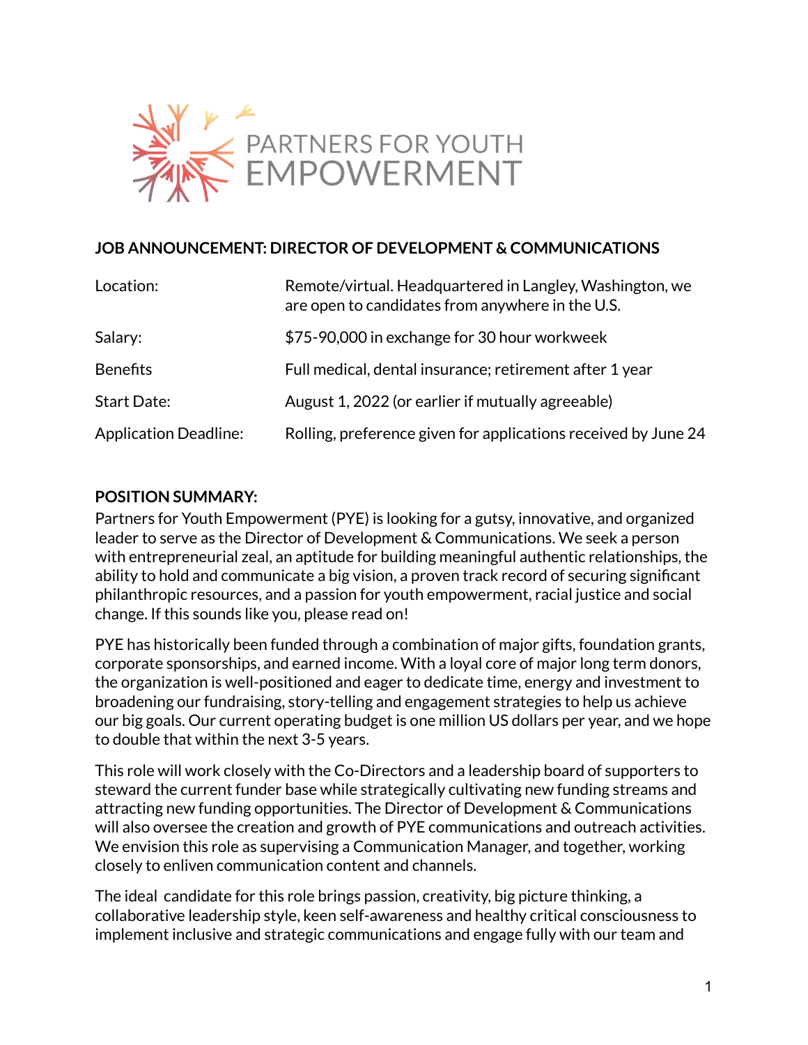PARTNERS FOR YOUTH EMPOWERMENT

## JOB ANNOUNCEMENT: DIRECTOR OF DEVELOPMENT & COMMUNICATIONS

| | |
|---|---|
| Location: | Remote/virtual. Headquartered in Langley, Washington, we are open to candidates from anywhere in the U.S. |
| Salary: | $75-90,000 in exchange for 30 hour workweek |
| Benefits | Full medical, dental insurance; retirement after 1 year |
| Start Date: | August 1, 2022 (or earlier if mutually agreeable) |
| Application Deadline: | Rolling, preference given for applications received by June 24 |

### POSITION SUMMARY:

Partners for Youth Empowerment (PYE) is looking for a gutsy, innovative, and organized leader to serve as the Director of Development & Communications. We seek a person with entrepreneurial zeal, an aptitude for building meaningful authentic relationships, the ability to hold and communicate a big vision, a proven track record of securing significant philanthropic resources, and a passion for youth empowerment, racial justice and social change. If this sounds like you, please read on!

PYE has historically been funded through a combination of major gifts, foundation grants, corporate sponsorships, and earned income. With a loyal core of major long term donors, the organization is well-positioned and eager to dedicate time, energy and investment to broadening our fundraising, story-telling and engagement strategies to help us achieve our big goals. Our current operating budget is one million US dollars per year, and we hope to double that within the next 3-5 years.

This role will work closely with the Co-Directors and a leadership board of supporters to steward the current funder base while strategically cultivating new funding streams and attracting new funding opportunities. The Director of Development & Communications will also oversee the creation and growth of PYE communications and outreach activities. We envision this role as supervising a Communication Manager, and together, working closely to enliven communication content and channels.

The ideal candidate for this role brings passion, creativity, big picture thinking, a collaborative leadership style, keen self-awareness and healthy critical consciousness to implement inclusive and strategic communications and engage fully with our team and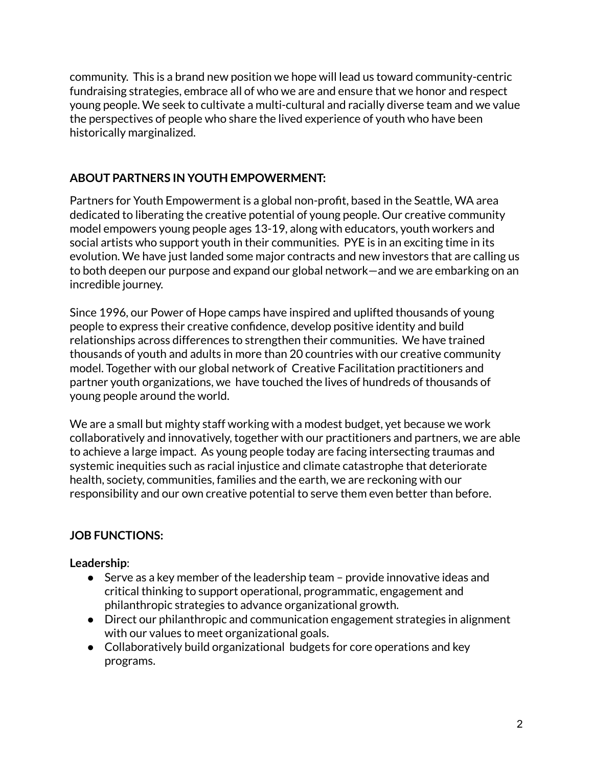community. This is a brand new position we hope will lead us toward community-centric fundraising strategies, embrace all of who we are and ensure that we honor and respect young people. We seek to cultivate a multi-cultural and racially diverse team and we value the perspectives of people who share the lived experience of youth who have been historically marginalized.

**ABOUT PARTNERS IN YOUTH EMPOWERMENT:**

Partners for Youth Empowerment is a global non-profit, based in the Seattle, WA area dedicated to liberating the creative potential of young people. Our creative community model empowers young people ages 13-19, along with educators, youth workers and social artists who support youth in their communities. PYE is in an exciting time in its evolution. We have just landed some major contracts and new investors that are calling us to both deepen our purpose and expand our global network—and we are embarking on an incredible journey.

Since 1996, our Power of Hope camps have inspired and uplifted thousands of young people to express their creative confidence, develop positive identity and build relationships across differences to strengthen their communities. We have trained thousands of youth and adults in more than 20 countries with our creative community model. Together with our global network of Creative Facilitation practitioners and partner youth organizations, we have touched the lives of hundreds of thousands of young people around the world.

We are a small but mighty staff working with a modest budget, yet because we work collaboratively and innovatively, together with our practitioners and partners, we are able to achieve a large impact. As young people today are facing intersecting traumas and systemic inequities such as racial injustice and climate catastrophe that deteriorate health, society, communities, families and the earth, we are reckoning with our responsibility and our own creative potential to serve them even better than before.

**JOB FUNCTIONS:**

**Leadership**:

- Serve as a key member of the leadership team – provide innovative ideas and critical thinking to support operational, programmatic, engagement and philanthropic strategies to advance organizational growth.
- Direct our philanthropic and communication engagement strategies in alignment with our values to meet organizational goals.
- Collaboratively build organizational budgets for core operations and key programs.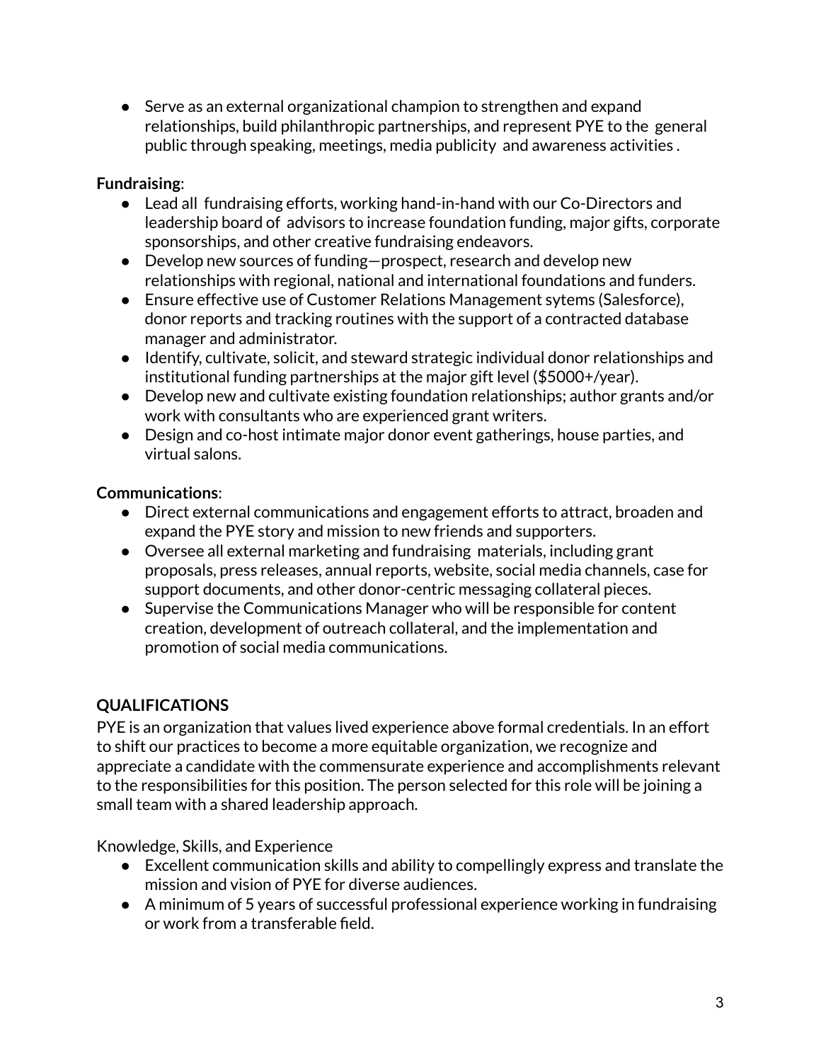- Serve as an external organizational champion to strengthen and expand relationships, build philanthropic partnerships, and represent PYE to the general public through speaking, meetings, media publicity and awareness activities .

**Fundraising**:

- Lead all fundraising efforts, working hand-in-hand with our Co-Directors and leadership board of advisors to increase foundation funding, major gifts, corporate sponsorships, and other creative fundraising endeavors.
- Develop new sources of funding—prospect, research and develop new relationships with regional, national and international foundations and funders.
- Ensure effective use of Customer Relations Management sytems (Salesforce), donor reports and tracking routines with the support of a contracted database manager and administrator.
- Identify, cultivate, solicit, and steward strategic individual donor relationships and institutional funding partnerships at the major gift level ($5000+/year).
- Develop new and cultivate existing foundation relationships; author grants and/or work with consultants who are experienced grant writers.
- Design and co-host intimate major donor event gatherings, house parties, and virtual salons.

**Communications**:

- Direct external communications and engagement efforts to attract, broaden and expand the PYE story and mission to new friends and supporters.
- Oversee all external marketing and fundraising materials, including grant proposals, press releases, annual reports, website, social media channels, case for support documents, and other donor-centric messaging collateral pieces.
- Supervise the Communications Manager who will be responsible for content creation, development of outreach collateral, and the implementation and promotion of social media communications.

## QUALIFICATIONS

PYE is an organization that values lived experience above formal credentials. In an effort to shift our practices to become a more equitable organization, we recognize and appreciate a candidate with the commensurate experience and accomplishments relevant to the responsibilities for this position. The person selected for this role will be joining a small team with a shared leadership approach.

Knowledge, Skills, and Experience

- Excellent communication skills and ability to compellingly express and translate the mission and vision of PYE for diverse audiences.
- A minimum of 5 years of successful professional experience working in fundraising or work from a transferable field.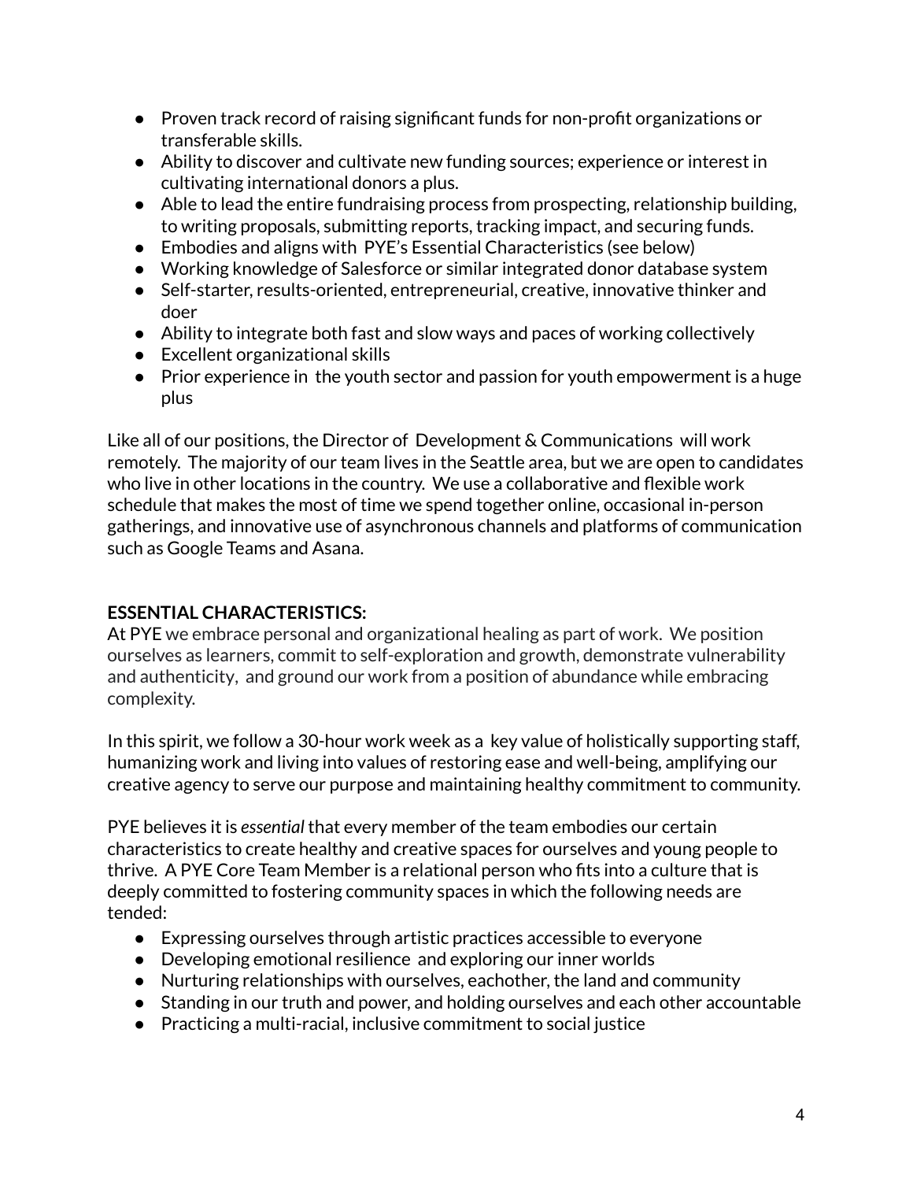- Proven track record of raising significant funds for non-profit organizations or transferable skills.
- Ability to discover and cultivate new funding sources; experience or interest in cultivating international donors a plus.
- Able to lead the entire fundraising process from prospecting, relationship building, to writing proposals, submitting reports, tracking impact, and securing funds.
- Embodies and aligns with PYE's Essential Characteristics (see below)
- Working knowledge of Salesforce or similar integrated donor database system
- Self-starter, results-oriented, entrepreneurial, creative, innovative thinker and doer
- Ability to integrate both fast and slow ways and paces of working collectively
- Excellent organizational skills
- Prior experience in the youth sector and passion for youth empowerment is a huge plus

Like all of our positions, the Director of Development & Communications will work remotely. The majority of our team lives in the Seattle area, but we are open to candidates who live in other locations in the country. We use a collaborative and flexible work schedule that makes the most of time we spend together online, occasional in-person gatherings, and innovative use of asynchronous channels and platforms of communication such as Google Teams and Asana.

**ESSENTIAL CHARACTERISTICS:**

At PYE we embrace personal and organizational healing as part of work. We position ourselves as learners, commit to self-exploration and growth, demonstrate vulnerability and authenticity, and ground our work from a position of abundance while embracing complexity.

In this spirit, we follow a 30-hour work week as a key value of holistically supporting staff, humanizing work and living into values of restoring ease and well-being, amplifying our creative agency to serve our purpose and maintaining healthy commitment to community.

PYE believes it is *essential* that every member of the team embodies our certain characteristics to create healthy and creative spaces for ourselves and young people to thrive. A PYE Core Team Member is a relational person who fits into a culture that is deeply committed to fostering community spaces in which the following needs are tended:

- Expressing ourselves through artistic practices accessible to everyone
- Developing emotional resilience and exploring our inner worlds
- Nurturing relationships with ourselves, eachother, the land and community
- Standing in our truth and power, and holding ourselves and each other accountable
- Practicing a multi-racial, inclusive commitment to social justice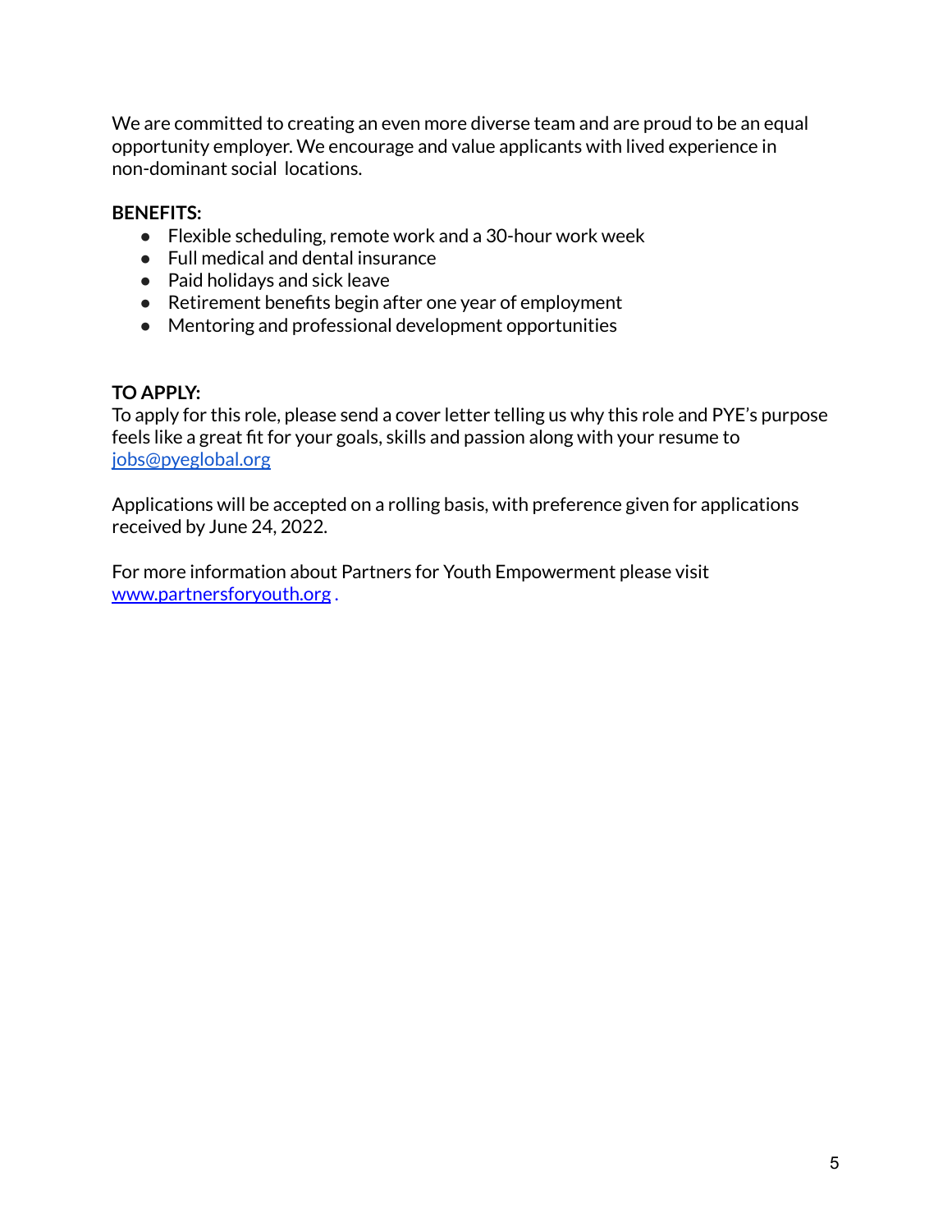We are committed to creating an even more diverse team and are proud to be an equal opportunity employer. We encourage and value applicants with lived experience in non-dominant social locations.

**BENEFITS:**

- Flexible scheduling, remote work and a 30-hour work week
- Full medical and dental insurance
- Paid holidays and sick leave
- Retirement benefits begin after one year of employment
- Mentoring and professional development opportunities

**TO APPLY:**

To apply for this role, please send a cover letter telling us why this role and PYE's purpose feels like a great fit for your goals, skills and passion along with your resume to [jobs@pyeglobal.org](mailto:jobs@pyeglobal.org)

Applications will be accepted on a rolling basis, with preference given for applications received by June 24, 2022.

For more information about Partners for Youth Empowerment please visit [www.partnersforyouth.org](http://www.partnersforyouth.org) .